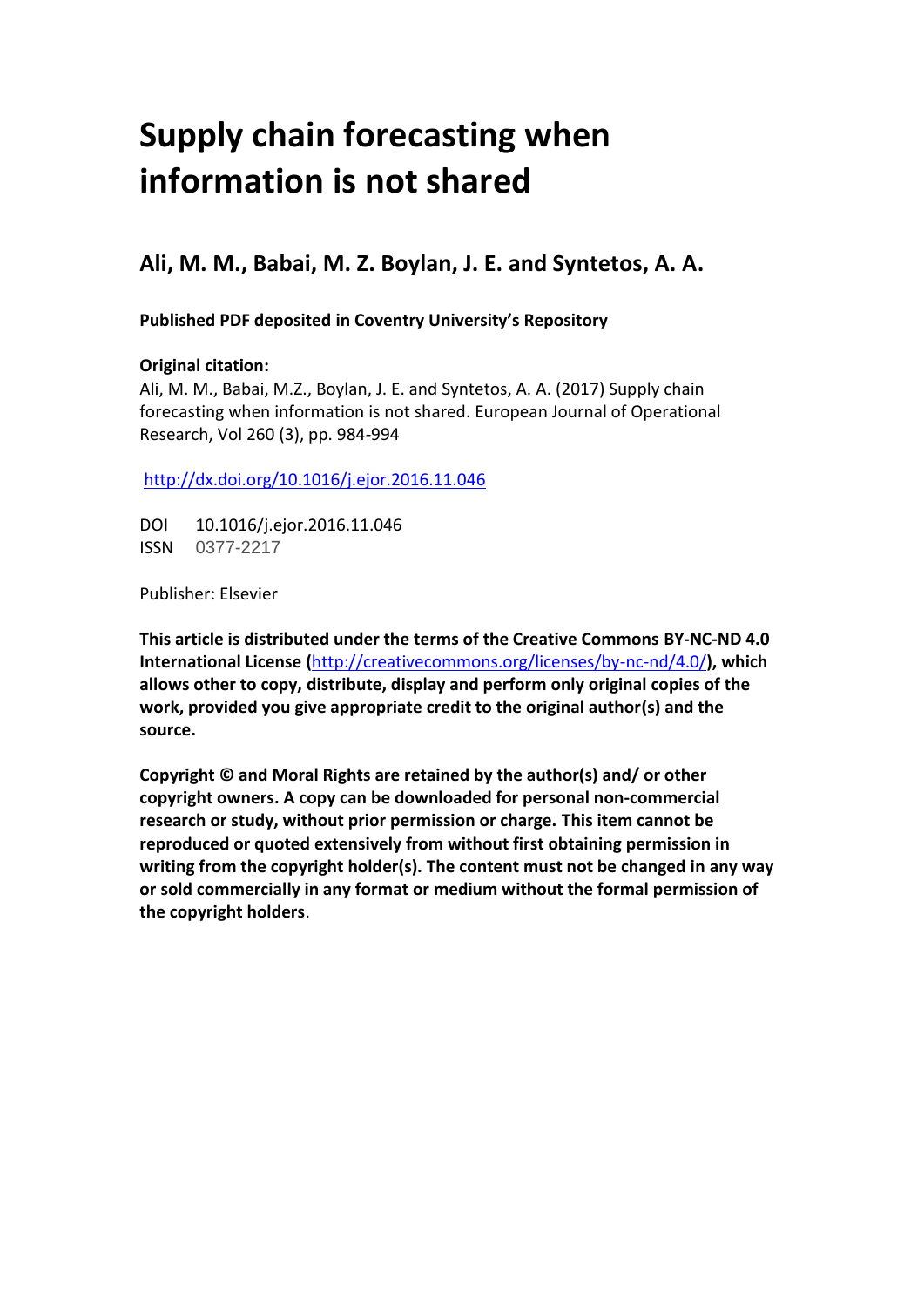# Supply chain forecasting when information is not shared

## Ali, M. M., Babai, M. Z. Boylan, J. E. and Syntetos, A. A.

**Published PDF deposited in Coventry University's Repository**

**Original citation:**
Ali, M. M., Babai, M.Z., Boylan, J. E. and Syntetos, A. A. (2017) Supply chain forecasting when information is not shared. European Journal of Operational Research, Vol 260 (3), pp. 984-994

http://dx.doi.org/10.1016/j.ejor.2016.11.046

DOI 10.1016/j.ejor.2016.11.046
ISSN 0377-2217

Publisher: Elsevier

**This article is distributed under the terms of the Creative Commons BY-NC-ND 4.0 International License (http://creativecommons.org/licenses/by-nc-nd/4.0/), which allows other to copy, distribute, display and perform only original copies of the work, provided you give appropriate credit to the original author(s) and the source.**

**Copyright © and Moral Rights are retained by the author(s) and/ or other copyright owners. A copy can be downloaded for personal non-commercial research or study, without prior permission or charge. This item cannot be reproduced or quoted extensively from without first obtaining permission in writing from the copyright holder(s). The content must not be changed in any way or sold commercially in any format or medium without the formal permission of the copyright holders**.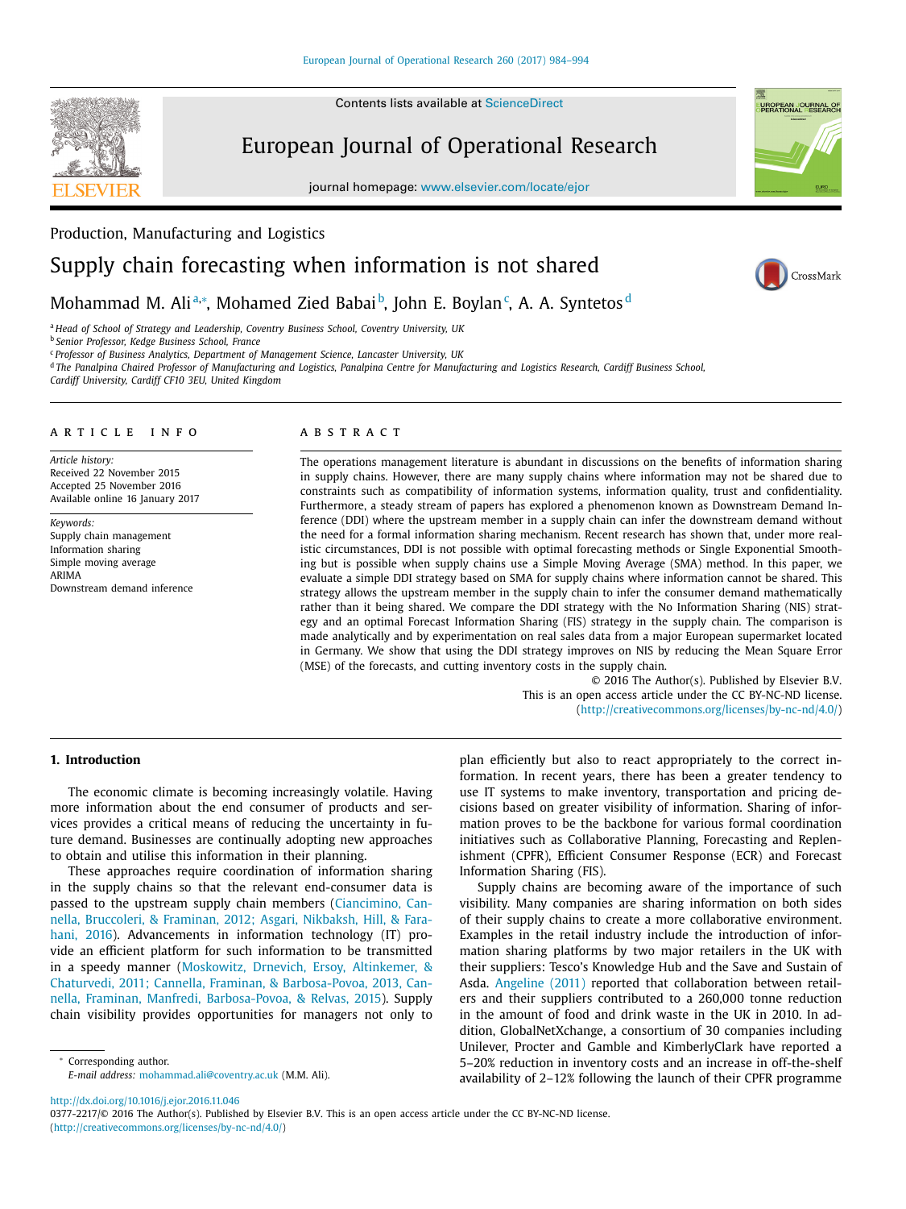Production, Manufacturing and Logistics

# Supply chain forecasting when information is not shared

Mohammad M. Ali[a,*], Mohamed Zied Babai[b], John E. Boylan[c], A. A. Syntetos[d]

[a] *Head of School of Strategy and Leadership, Coventry Business School, Coventry University, UK*
[b] *Senior Professor, Kedge Business School, France*
[c] *Professor of Business Analytics, Department of Management Science, Lancaster University, UK*
[d] *The Panalpina Chaired Professor of Manufacturing and Logistics, Panalpina Centre for Manufacturing and Logistics Research, Cardiff Business School, Cardiff University, Cardiff CF10 3EU, United Kingdom*

## ARTICLE INFO

*Article history:*
Received 22 November 2015
Accepted 25 November 2016
Available online 16 January 2017

*Keywords:*
Supply chain management
Information sharing
Simple moving average
ARIMA
Downstream demand inference

## ABSTRACT

The operations management literature is abundant in discussions on the benefits of information sharing in supply chains. However, there are many supply chains where information may not be shared due to constraints such as compatibility of information systems, information quality, trust and confidentiality. Furthermore, a steady stream of papers has explored a phenomenon known as Downstream Demand Inference (DDI) where the upstream member in a supply chain can infer the downstream demand without the need for a formal information sharing mechanism. Recent research has shown that, under more realistic circumstances, DDI is not possible with optimal forecasting methods or Single Exponential Smoothing but is possible when supply chains use a Simple Moving Average (SMA) method. In this paper, we evaluate a simple DDI strategy based on SMA for supply chains where information cannot be shared. This strategy allows the upstream member in the supply chain to infer the consumer demand mathematically rather than it being shared. We compare the DDI strategy with the No Information Sharing (NIS) strategy and an optimal Forecast Information Sharing (FIS) strategy in the supply chain. The comparison is made analytically and by experimentation on real sales data from a major European supermarket located in Germany. We show that using the DDI strategy improves on NIS by reducing the Mean Square Error (MSE) of the forecasts, and cutting inventory costs in the supply chain.

© 2016 The Author(s). Published by Elsevier B.V.
This is an open access article under the CC BY-NC-ND license.
(http://creativecommons.org/licenses/by-nc-nd/4.0/)

## 1. Introduction

The economic climate is becoming increasingly volatile. Having more information about the end consumer of products and services provides a critical means of reducing the uncertainty in future demand. Businesses are continually adopting new approaches to obtain and utilise this information in their planning.

These approaches require coordination of information sharing in the supply chains so that the relevant end-consumer data is passed to the upstream supply chain members (Ciancimino, Cannella, Bruccoleri, & Framinan, 2012; Asgari, Nikbaksh, Hill, & Farahani, 2016). Advancements in information technology (IT) provide an efficient platform for such information to be transmitted in a speedy manner (Moskowitz, Drnevich, Ersoy, Altinkemer, & Chaturvedi, 2011; Cannella, Framinan, & Barbosa-Povoa, 2013, Cannella, Framinan, Manfredi, Barbosa-Povoa, & Relvas, 2015). Supply chain visibility provides opportunities for managers not only to plan efficiently but also to react appropriately to the correct information. In recent years, there has been a greater tendency to use IT systems to make inventory, transportation and pricing decisions based on greater visibility of information. Sharing of information proves to be the backbone for various formal coordination initiatives such as Collaborative Planning, Forecasting and Replenishment (CPFR), Efficient Consumer Response (ECR) and Forecast Information Sharing (FIS).

Supply chains are becoming aware of the importance of such visibility. Many companies are sharing information on both sides of their supply chains to create a more collaborative environment. Examples in the retail industry include the introduction of information sharing platforms by two major retailers in the UK with their suppliers: Tesco's Knowledge Hub and the Save and Sustain of Asda. Angeline (2011) reported that collaboration between retailers and their suppliers contributed to a 260,000 tonne reduction in the amount of food and drink waste in the UK in 2010. In addition, GlobalNetXchange, a consortium of 30 companies including Unilever, Procter and Gamble and KimberlyClark have reported a 5–20% reduction in inventory costs and an increase in off-the-shelf availability of 2–12% following the launch of their CPFR programme

* Corresponding author.
*E-mail address:* mohammad.ali@coventry.ac.uk (M.M. Ali).

http://dx.doi.org/10.1016/j.ejor.2016.11.046
0377-2217/© 2016 The Author(s). Published by Elsevier B.V. This is an open access article under the CC BY-NC-ND license. (http://creativecommons.org/licenses/by-nc-nd/4.0/)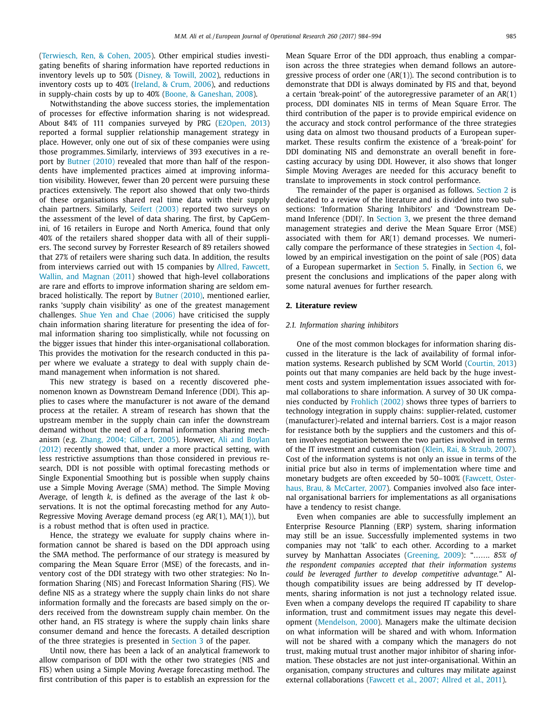(Terwiesch, Ren, & Cohen, 2005). Other empirical studies investigating benefits of sharing information have reported reductions in inventory levels up to 50% (Disney, & Towill, 2002), reductions in inventory costs up to 40% (Ireland, & Crum, 2006), and reductions in supply-chain costs by up to 40% (Boone, & Ganeshan, 2008).

Notwithstanding the above success stories, the implementation of processes for effective information sharing is not widespread. About 84% of 111 companies surveyed by PRG (E2Open, 2013) reported a formal supplier relationship management strategy in place. However, only one out of six of these companies were using those programmes. Similarly, interviews of 393 executives in a report by Butner (2010) revealed that more than half of the respondents have implemented practices aimed at improving information visibility. However, fewer than 20 percent were pursuing these practices extensively. The report also showed that only two-thirds of these organisations shared real time data with their supply chain partners. Similarly, Seifert (2003) reported two surveys on the assessment of the level of data sharing. The first, by CapGemini, of 16 retailers in Europe and North America, found that only 40% of the retailers shared shopper data with all of their suppliers. The second survey by Forrester Research of 89 retailers showed that 27% of retailers were sharing such data. In addition, the results from interviews carried out with 15 companies by Allred, Fawcett, Wallin, and Magnan (2011) showed that high-level collaborations are rare and efforts to improve information sharing are seldom embraced holistically. The report by Butner (2010), mentioned earlier, ranks 'supply chain visibility' as one of the greatest management challenges. Shue Yen and Chae (2006) have criticised the supply chain information sharing literature for presenting the idea of formal information sharing too simplistically, while not focussing on the bigger issues that hinder this inter-organisational collaboration. This provides the motivation for the research conducted in this paper where we evaluate a strategy to deal with supply chain demand management when information is not shared.

This new strategy is based on a recently discovered phenomenon known as Downstream Demand Inference (DDI). This applies to cases where the manufacturer is not aware of the demand process at the retailer. A stream of research has shown that the upstream member in the supply chain can infer the downstream demand without the need of a formal information sharing mechanism (e.g. Zhang, 2004; Gilbert, 2005). However, Ali and Boylan (2012) recently showed that, under a more practical setting, with less restrictive assumptions than those considered in previous research, DDI is not possible with optimal forecasting methods or Single Exponential Smoothing but is possible when supply chains use a Simple Moving Average (SMA) method. The Simple Moving Average, of length $k$, is defined as the average of the last $k$ observations. It is not the optimal forecasting method for any Auto-Regressive Moving Average demand process (eg AR(1), MA(1)), but is a robust method that is often used in practice.

Hence, the strategy we evaluate for supply chains where information cannot be shared is based on the DDI approach using the SMA method. The performance of our strategy is measured by comparing the Mean Square Error (MSE) of the forecasts, and inventory cost of the DDI strategy with two other strategies: No Information Sharing (NIS) and Forecast Information Sharing (FIS). We define NIS as a strategy where the supply chain links do not share information formally and the forecasts are based simply on the orders received from the downstream supply chain member. On the other hand, an FIS strategy is where the supply chain links share consumer demand and hence the forecasts. A detailed description of the three strategies is presented in Section 3 of the paper.

Until now, there has been a lack of an analytical framework to allow comparison of DDI with the other two strategies (NIS and FIS) when using a Simple Moving Average forecasting method. The first contribution of this paper is to establish an expression for the Mean Square Error of the DDI approach, thus enabling a comparison across the three strategies when demand follows an autoregressive process of order one (AR(1)). The second contribution is to demonstrate that DDI is always dominated by FIS and that, beyond a certain 'break-point' of the autoregressive parameter of an AR(1) process, DDI dominates NIS in terms of Mean Square Error. The third contribution of the paper is to provide empirical evidence on the accuracy and stock control performance of the three strategies using data on almost two thousand products of a European supermarket. These results confirm the existence of a 'break-point' for DDI dominating NIS and demonstrate an overall benefit in forecasting accuracy by using DDI. However, it also shows that longer Simple Moving Averages are needed for this accuracy benefit to translate to improvements in stock control performance.

The remainder of the paper is organised as follows. Section 2 is dedicated to a review of the literature and is divided into two subsections: 'Information Sharing Inhibitors' and 'Downstream Demand Inference (DDI)'. In Section 3, we present the three demand management strategies and derive the Mean Square Error (MSE) associated with them for AR(1) demand processes. We numerically compare the performance of these strategies in Section 4, followed by an empirical investigation on the point of sale (POS) data of a European supermarket in Section 5. Finally, in Section 6, we present the conclusions and implications of the paper along with some natural avenues for further research.

## 2. Literature review

### 2.1. Information sharing inhibitors

One of the most common blockages for information sharing discussed in the literature is the lack of availability of formal information systems. Research published by SCM World (Courtin, 2013) points out that many companies are held back by the huge investment costs and system implementation issues associated with formal collaborations to share information. A survey of 30 UK companies conducted by Frohlich (2002) shows three types of barriers to technology integration in supply chains: supplier-related, customer (manufacturer)-related and internal barriers. Cost is a major reason for resistance both by the suppliers and the customers and this often involves negotiation between the two parties involved in terms of the IT investment and customisation (Klein, Rai, & Straub, 2007). Cost of the information systems is not only an issue in terms of the initial price but also in terms of implementation where time and monetary budgets are often exceeded by 50–100% (Fawcett, Osterhaus, Brau, & McCarter, 2007). Companies involved also face internal organisational barriers for implementations as all organisations have a tendency to resist change.

Even when companies are able to successfully implement an Enterprise Resource Planning (ERP) system, sharing information may still be an issue. Successfully implemented systems in two companies may not 'talk' to each other. According to a market survey by Manhattan Associates (Greening, 2009): "*……. 85% of the respondent companies accepted that their information systems could be leveraged further to develop competitive advantage.*" Although compatibility issues are being addressed by IT developments, sharing information is not just a technology related issue. Even when a company develops the required IT capability to share information, trust and commitment issues may negate this development (Mendelson, 2000). Managers make the ultimate decision on what information will be shared and with whom. Information will not be shared with a company which the managers do not trust, making mutual trust another major inhibitor of sharing information. These obstacles are not just inter-organisational. Within an organisation, company structures and cultures may militate against external collaborations (Fawcett et al., 2007; Allred et al., 2011).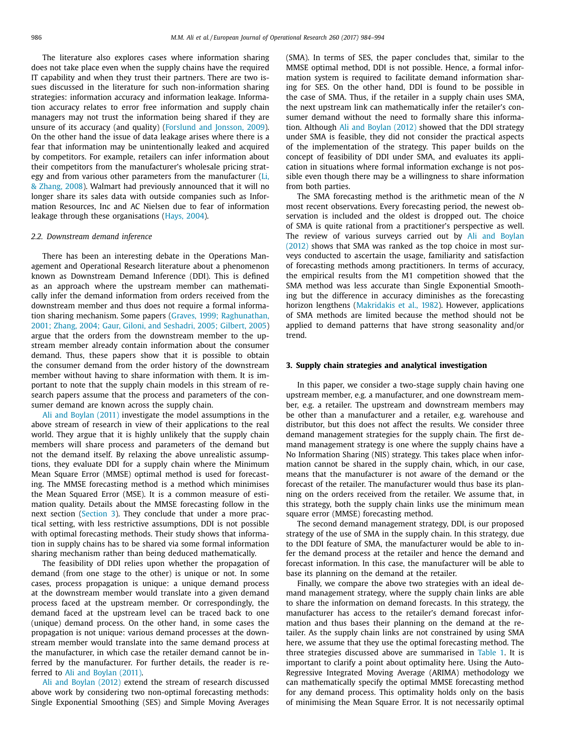The literature also explores cases where information sharing does not take place even when the supply chains have the required IT capability and when they trust their partners. There are two issues discussed in the literature for such non-information sharing strategies: information accuracy and information leakage. Information accuracy relates to error free information and supply chain managers may not trust the information being shared if they are unsure of its accuracy (and quality) (Forslund and Jonsson, 2009). On the other hand the issue of data leakage arises where there is a fear that information may be unintentionally leaked and acquired by competitors. For example, retailers can infer information about their competitors from the manufacturer's wholesale pricing strategy and from various other parameters from the manufacturer (Li, & Zhang, 2008). Walmart had previously announced that it will no longer share its sales data with outside companies such as Information Resources, Inc and AC Nielsen due to fear of information leakage through these organisations (Hays, 2004).

### 2.2. Downstream demand inference

There has been an interesting debate in the Operations Management and Operational Research literature about a phenomenon known as Downstream Demand Inference (DDI). This is defined as an approach where the upstream member can mathematically infer the demand information from orders received from the downstream member and thus does not require a formal information sharing mechanism. Some papers (Graves, 1999; Raghunathan, 2001; Zhang, 2004; Gaur, Giloni, and Seshadri, 2005; Gilbert, 2005) argue that the orders from the downstream member to the upstream member already contain information about the consumer demand. Thus, these papers show that it is possible to obtain the consumer demand from the order history of the downstream member without having to share information with them. It is important to note that the supply chain models in this stream of research papers assume that the process and parameters of the consumer demand are known across the supply chain.

Ali and Boylan (2011) investigate the model assumptions in the above stream of research in view of their applications to the real world. They argue that it is highly unlikely that the supply chain members will share process and parameters of the demand but not the demand itself. By relaxing the above unrealistic assumptions, they evaluate DDI for a supply chain where the Minimum Mean Square Error (MMSE) optimal method is used for forecasting. The MMSE forecasting method is a method which minimises the Mean Squared Error (MSE). It is a common measure of estimation quality. Details about the MMSE forecasting follow in the next section (Section 3). They conclude that under a more practical setting, with less restrictive assumptions, DDI is not possible with optimal forecasting methods. Their study shows that information in supply chains has to be shared via some formal information sharing mechanism rather than being deduced mathematically.

The feasibility of DDI relies upon whether the propagation of demand (from one stage to the other) is unique or not. In some cases, process propagation is unique: a unique demand process at the downstream member would translate into a given demand process faced at the upstream member. Or correspondingly, the demand faced at the upstream level can be traced back to one (unique) demand process. On the other hand, in some cases the propagation is not unique: various demand processes at the downstream member would translate into the same demand process at the manufacturer, in which case the retailer demand cannot be inferred by the manufacturer. For further details, the reader is referred to Ali and Boylan (2011).

Ali and Boylan (2012) extend the stream of research discussed above work by considering two non-optimal forecasting methods: Single Exponential Smoothing (SES) and Simple Moving Averages (SMA). In terms of SES, the paper concludes that, similar to the MMSE optimal method, DDI is not possible. Hence, a formal information system is required to facilitate demand information sharing for SES. On the other hand, DDI is found to be possible in the case of SMA. Thus, if the retailer in a supply chain uses SMA, the next upstream link can mathematically infer the retailer's consumer demand without the need to formally share this information. Although Ali and Boylan (2012) showed that the DDI strategy under SMA is feasible, they did not consider the practical aspects of the implementation of the strategy. This paper builds on the concept of feasibility of DDI under SMA, and evaluates its application in situations where formal information exchange is not possible even though there may be a willingness to share information from both parties.

The SMA forecasting method is the arithmetic mean of the $N$ most recent observations. Every forecasting period, the newest observation is included and the oldest is dropped out. The choice of SMA is quite rational from a practitioner's perspective as well. The review of various surveys carried out by Ali and Boylan (2012) shows that SMA was ranked as the top choice in most surveys conducted to ascertain the usage, familiarity and satisfaction of forecasting methods among practitioners. In terms of accuracy, the empirical results from the M1 competition showed that the SMA method was less accurate than Single Exponential Smoothing but the difference in accuracy diminishes as the forecasting horizon lengthens (Makridakis et al., 1982). However, applications of SMA methods are limited because the method should not be applied to demand patterns that have strong seasonality and/or trend.

## 3. Supply chain strategies and analytical investigation

In this paper, we consider a two-stage supply chain having one upstream member, e.g. a manufacturer, and one downstream member, e.g. a retailer. The upstream and downstream members may be other than a manufacturer and a retailer, e.g. warehouse and distributor, but this does not affect the results. We consider three demand management strategies for the supply chain. The first demand management strategy is one where the supply chains have a No Information Sharing (NIS) strategy. This takes place when information cannot be shared in the supply chain, which, in our case, means that the manufacturer is not aware of the demand or the forecast of the retailer. The manufacturer would thus base its planning on the orders received from the retailer. We assume that, in this strategy, both the supply chain links use the minimum mean square error (MMSE) forecasting method.

The second demand management strategy, DDI, is our proposed strategy of the use of SMA in the supply chain. In this strategy, due to the DDI feature of SMA, the manufacturer would be able to infer the demand process at the retailer and hence the demand and forecast information. In this case, the manufacturer will be able to base its planning on the demand at the retailer.

Finally, we compare the above two strategies with an ideal demand management strategy, where the supply chain links are able to share the information on demand forecasts. In this strategy, the manufacturer has access to the retailer's demand forecast information and thus bases their planning on the demand at the retailer. As the supply chain links are not constrained by using SMA here, we assume that they use the optimal forecasting method. The three strategies discussed above are summarised in Table 1. It is important to clarify a point about optimality here. Using the Auto-Regressive Integrated Moving Average (ARIMA) methodology we can mathematically specify the optimal MMSE forecasting method for any demand process. This optimality holds only on the basis of minimising the Mean Square Error. It is not necessarily optimal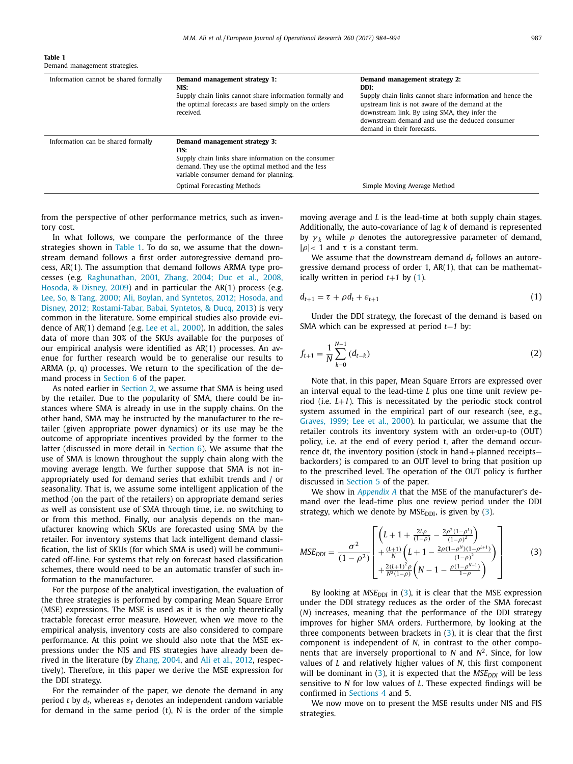**Table 1**
Demand management strategies.

| | | |
|---|---|---|
| Information cannot be shared formally | **Demand management strategy 1: NIS:** Supply chain links cannot share information formally and the optimal forecasts are based simply on the orders received. | **Demand management strategy 2: DDI:** Supply chain links cannot share information and hence the upstream link is not aware of the demand at the downstream link. By using SMA, they infer the downstream demand and use the deduced consumer demand in their forecasts. |
| Information can be shared formally | **Demand management strategy 3: FIS:** Supply chain links share information on the consumer demand. They use the optimal method and the less variable consumer demand for planning. | |
| | Optimal Forecasting Methods | Simple Moving Average Method |

from the perspective of other performance metrics, such as inventory cost.

In what follows, we compare the performance of the three strategies shown in Table 1. To do so, we assume that the downstream demand follows a first order autoregressive demand process, AR(1). The assumption that demand follows ARMA type processes (e.g. Raghunathan, 2001, Zhang, 2004; Duc et al., 2008, Hosoda, & Disney, 2009) and in particular the AR(1) process (e.g. Lee, So, & Tang, 2000; Ali, Boylan, and Syntetos, 2012; Hosoda, and Disney, 2012; Rostami-Tabar, Babai, Syntetos, & Ducq, 2013) is very common in the literature. Some empirical studies also provide evidence of AR(1) demand (e.g. Lee et al., 2000). In addition, the sales data of more than 30% of the SKUs available for the purposes of our empirical analysis were identified as AR(1) processes. An avenue for further research would be to generalise our results to ARMA (p, q) processes. We return to the specification of the demand process in Section 6 of the paper.

As noted earlier in Section 2, we assume that SMA is being used by the retailer. Due to the popularity of SMA, there could be instances where SMA is already in use in the supply chains. On the other hand, SMA may be instructed by the manufacturer to the retailer (given appropriate power dynamics) or its use may be the outcome of appropriate incentives provided by the former to the latter (discussed in more detail in Section 6). We assume that the use of SMA is known throughout the supply chain along with the moving average length. We further suppose that SMA is not inappropriately used for demand series that exhibit trends and / or seasonality. That is, we assume some intelligent application of the method (on the part of the retailers) on appropriate demand series as well as consistent use of SMA through time, i.e. no switching to or from this method. Finally, our analysis depends on the manufacturer knowing which SKUs are forecasted using SMA by the retailer. For inventory systems that lack intelligent demand classification, the list of SKUs (for which SMA is used) will be communicated off-line. For systems that rely on forecast based classification schemes, there would need to be an automatic transfer of such information to the manufacturer.

For the purpose of the analytical investigation, the evaluation of the three strategies is performed by comparing Mean Square Error (MSE) expressions. The MSE is used as it is the only theoretically tractable forecast error measure. However, when we move to the empirical analysis, inventory costs are also considered to compare performance. At this point we should also note that the MSE expressions under the NIS and FIS strategies have already been derived in the literature (by Zhang, 2004, and Ali et al., 2012, respectively). Therefore, in this paper we derive the MSE expression for the DDI strategy.

For the remainder of the paper, we denote the demand in any period $t$ by $d_t$, whereas $\varepsilon_t$ denotes an independent random variable for demand in the same period (t), N is the order of the simple moving average and $L$ is the lead-time at both supply chain stages. Additionally, the auto-covariance of lag $k$ of demand is represented by $\gamma_k$ while $\rho$ denotes the autoregressive parameter of demand, $|\rho|< 1$ and $\tau$ is a constant term.

We assume that the downstream demand $d_t$ follows an autoregressive demand process of order 1, AR(1), that can be mathematically written in period $t+1$ by (1).

$$d_{t+1} = \tau + \rho d_t + \varepsilon_{t+1} \tag{1}$$

Under the DDI strategy, the forecast of the demand is based on SMA which can be expressed at period $t+1$ by:

$$f_{t+1} = \frac{1}{N}\sum_{k=0}^{N-1}(d_{t-k}) \tag{2}$$

Note that, in this paper, Mean Square Errors are expressed over an interval equal to the lead-time $L$ plus one time unit review period (i.e. $L+1$). This is necessitated by the periodic stock control system assumed in the empirical part of our research (see, e.g., Graves, 1999; Lee et al., 2000). In particular, we assume that the retailer controls its inventory system with an order-up-to (OUT) policy, i.e. at the end of every period t, after the demand occurrence dt, the inventory position (stock in hand + planned receipts− backorders) is compared to an OUT level to bring that position up to the prescribed level. The operation of the OUT policy is further discussed in Section 5 of the paper.

We show in *Appendix A* that the MSE of the manufacturer's demand over the lead-time plus one review period under the DDI strategy, which we denote by $\mathrm{MSE}_{\mathrm{DDI}}$, is given by (3).

$$MSE_{DDI} = \frac{\sigma^2}{(1-\rho^2)}\left[\begin{array}{l}\left(L+1+\frac{2L\rho}{(1-\rho)}-\frac{2\rho^2(1-\rho^L)}{(1-\rho)^2}\right)\\ +\frac{(L+1)}{N}\left(L+1-\frac{2\rho(1-\rho^N)(1-\rho^{L+1})}{(1-\rho)^2}\right)\\ +\frac{2(L+1)^2\rho}{N^2(1-\rho)}\left(N-1-\frac{\rho(1-\rho^{N-1})}{1-\rho}\right)\end{array}\right] \tag{3}$$

By looking at $MSE_{DDI}$ in (3), it is clear that the MSE expression under the DDI strategy reduces as the order of the SMA forecast ($N$) increases, meaning that the performance of the DDI strategy improves for higher SMA orders. Furthermore, by looking at the three components between brackets in (3), it is clear that the first component is independent of $N$, in contrast to the other components that are inversely proportional to $N$ and $N^2$. Since, for low values of $L$ and relatively higher values of $N$, this first component will be dominant in (3), it is expected that the $MSE_{DDI}$ will be less sensitive to $N$ for low values of $L$. These expected findings will be confirmed in Sections 4 and 5.

We now move on to present the MSE results under NIS and FIS strategies.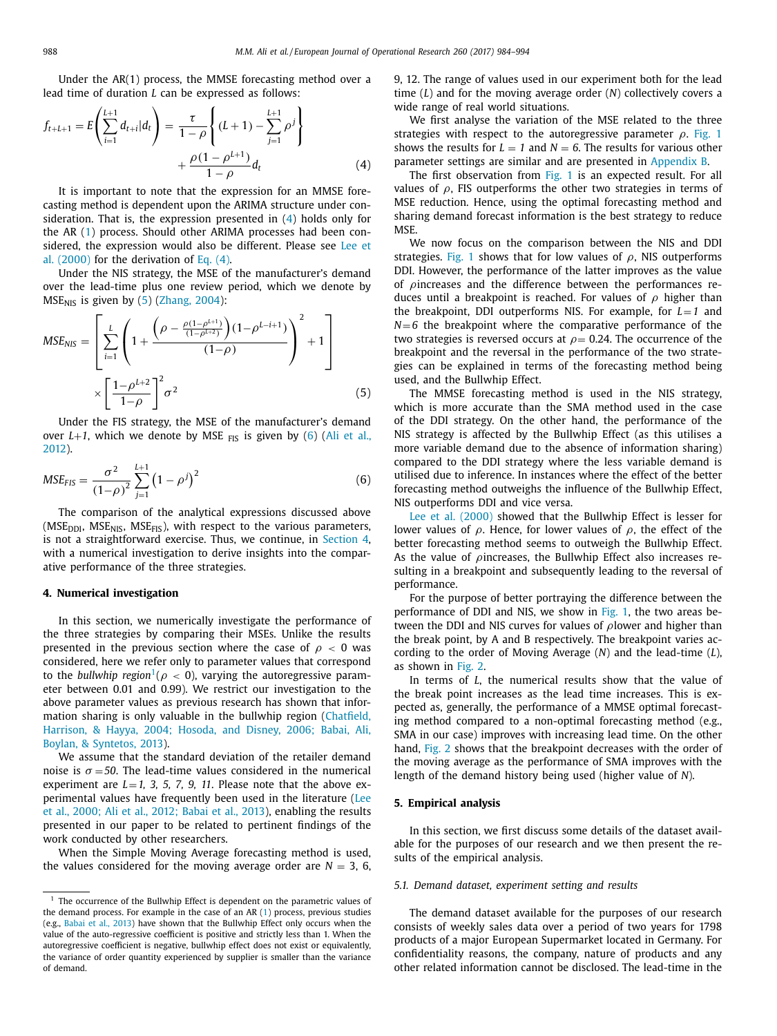Under the AR(1) process, the MMSE forecasting method over a lead time of duration $L$ can be expressed as follows:

$$f_{t+L+1} = E\left(\sum_{i=1}^{L+1} d_{t+i} | d_t\right) = \frac{\tau}{1-\rho}\left\{(L+1) - \sum_{j=1}^{L+1}\rho^j\right\} + \frac{\rho(1-\rho^{L+1})}{1-\rho}d_t \tag{4}$$

It is important to note that the expression for an MMSE forecasting method is dependent upon the ARIMA structure under consideration. That is, the expression presented in (4) holds only for the AR (1) process. Should other ARIMA processes had been considered, the expression would also be different. Please see Lee et al. (2000) for the derivation of Eq. (4).

Under the NIS strategy, the MSE of the manufacturer's demand over the lead-time plus one review period, which we denote by $\text{MSE}_{\text{NIS}}$ is given by (5) (Zhang, 2004):

$$MSE_{NIS} = \left[\sum_{i=1}^{L}\left(1 + \frac{\left(\rho - \frac{\rho(1-\rho^{L+1})}{(1-\rho^{L+2})}\right)(1-\rho^{L-i+1})}{(1-\rho)}\right)^2 + 1\right] \times \left[\frac{1-\rho^{L+2}}{1-\rho}\right]^2 \sigma^2 \tag{5}$$

Under the FIS strategy, the MSE of the manufacturer's demand over $L+1$, which we denote by $\text{MSE}_{\text{FIS}}$ is given by (6) (Ali et al., 2012).

$$MSE_{FIS} = \frac{\sigma^2}{(1-\rho)^2}\sum_{j=1}^{L+1}\left(1-\rho^j\right)^2 \tag{6}$$

The comparison of the analytical expressions discussed above ($\text{MSE}_{\text{DDI}}$, $\text{MSE}_{\text{NIS}}$, $\text{MSE}_{\text{FIS}}$), with respect to the various parameters, is not a straightforward exercise. Thus, we continue, in Section 4, with a numerical investigation to derive insights into the comparative performance of the three strategies.

## 4. Numerical investigation

In this section, we numerically investigate the performance of the three strategies by comparing their MSEs. Unlike the results presented in the previous section where the case of $\rho < 0$ was considered, here we refer only to parameter values that correspond to the *bullwhip region*[1] ($\rho < 0$), varying the autoregressive parameter between 0.01 and 0.99). We restrict our investigation to the above parameter values as previous research has shown that information sharing is only valuable in the bullwhip region (Chatfield, Harrison, & Hayya, 2004; Hosoda and Disney, 2006; Babai, Ali, Boylan, & Syntetos, 2013).

We assume that the standard deviation of the retailer demand noise is $\sigma = 50$. The lead-time values considered in the numerical experiment are $L = 1, 3, 5, 7, 9, 11$. Please note that the above experimental values have frequently been used in the literature (Lee et al., 2000; Ali et al., 2012; Babai et al., 2013), enabling the results presented in our paper to be related to pertinent findings of the work conducted by other researchers.

When the Simple Moving Average forecasting method is used, the values considered for the moving average order are $N$ = 3, 6, 9, 12. The range of values used in our experiment both for the lead time ($L$) and for the moving average order ($N$) collectively covers a wide range of real world situations.

We first analyse the variation of the MSE related to the three strategies with respect to the autoregressive parameter $\rho$. Fig. 1 shows the results for $L = 1$ and $N = 6$. The results for various other parameter settings are similar and are presented in Appendix B.

The first observation from Fig. 1 is an expected result. For all values of $\rho$, FIS outperforms the other two strategies in terms of MSE reduction. Hence, using the optimal forecasting method and sharing demand forecast information is the best strategy to reduce MSE.

We now focus on the comparison between the NIS and DDI strategies. Fig. 1 shows that for low values of $\rho$, NIS outperforms DDI. However, the performance of the latter improves as the value of $\rho$ increases and the difference between the performances reduces until a breakpoint is reached. For values of $\rho$ higher than the breakpoint, DDI outperforms NIS. For example, for $L=1$ and $N=6$ the breakpoint where the comparative performance of the two strategies is reversed occurs at $\rho$= 0.24. The occurrence of the breakpoint and the reversal in the performance of the two strategies can be explained in terms of the forecasting method being used, and the Bullwhip Effect.

The MMSE forecasting method is used in the NIS strategy, which is more accurate than the SMA method used in the case of the DDI strategy. On the other hand, the performance of the NIS strategy is affected by the Bullwhip Effect (as this utilises a more variable demand due to the absence of information sharing) compared to the DDI strategy where the less variable demand is utilised due to inference. In instances where the effect of the better forecasting method outweighs the influence of the Bullwhip Effect, NIS outperforms DDI and vice versa.

Lee et al. (2000) showed that the Bullwhip Effect is lesser for lower values of $\rho$. Hence, for lower values of $\rho$, the effect of the better forecasting method seems to outweigh the Bullwhip Effect. As the value of $\rho$ increases, the Bullwhip Effect also increases resulting in a breakpoint and subsequently leading to the reversal of performance.

For the purpose of better portraying the difference between the performance of DDI and NIS, we show in Fig. 1, the two areas between the DDI and NIS curves for values of $\rho$ lower and higher than the break point, by A and B respectively. The breakpoint varies according to the order of Moving Average ($N$) and the lead-time ($L$), as shown in Fig. 2.

In terms of $L$, the numerical results show that the value of the break point increases as the lead time increases. This is expected as, generally, the performance of a MMSE optimal forecasting method compared to a non-optimal forecasting method (e.g., SMA in our case) improves with increasing lead time. On the other hand, Fig. 2 shows that the breakpoint decreases with the order of the moving average as the performance of SMA improves with the length of the demand history being used (higher value of $N$).

## 5. Empirical analysis

In this section, we first discuss some details of the dataset available for the purposes of our research and we then present the results of the empirical analysis.

### 5.1. Demand dataset, experiment setting and results

The demand dataset available for the purposes of our research consists of weekly sales data over a period of two years for 1798 products of a major European Supermarket located in Germany. For confidentiality reasons, the company, nature of products and any other related information cannot be disclosed. The lead-time in the

[1] The occurrence of the Bullwhip Effect is dependent on the parametric values of the demand process. For example in the case of an AR (1) process, previous studies (e.g., Babai et al., 2013) have shown that the Bullwhip Effect only occurs when the value of the auto-regressive coefficient is positive and strictly less than 1. When the autoregressive coefficient is negative, bullwhip effect does not exist or equivalently, the variance of order quantity experienced by supplier is smaller than the variance of demand.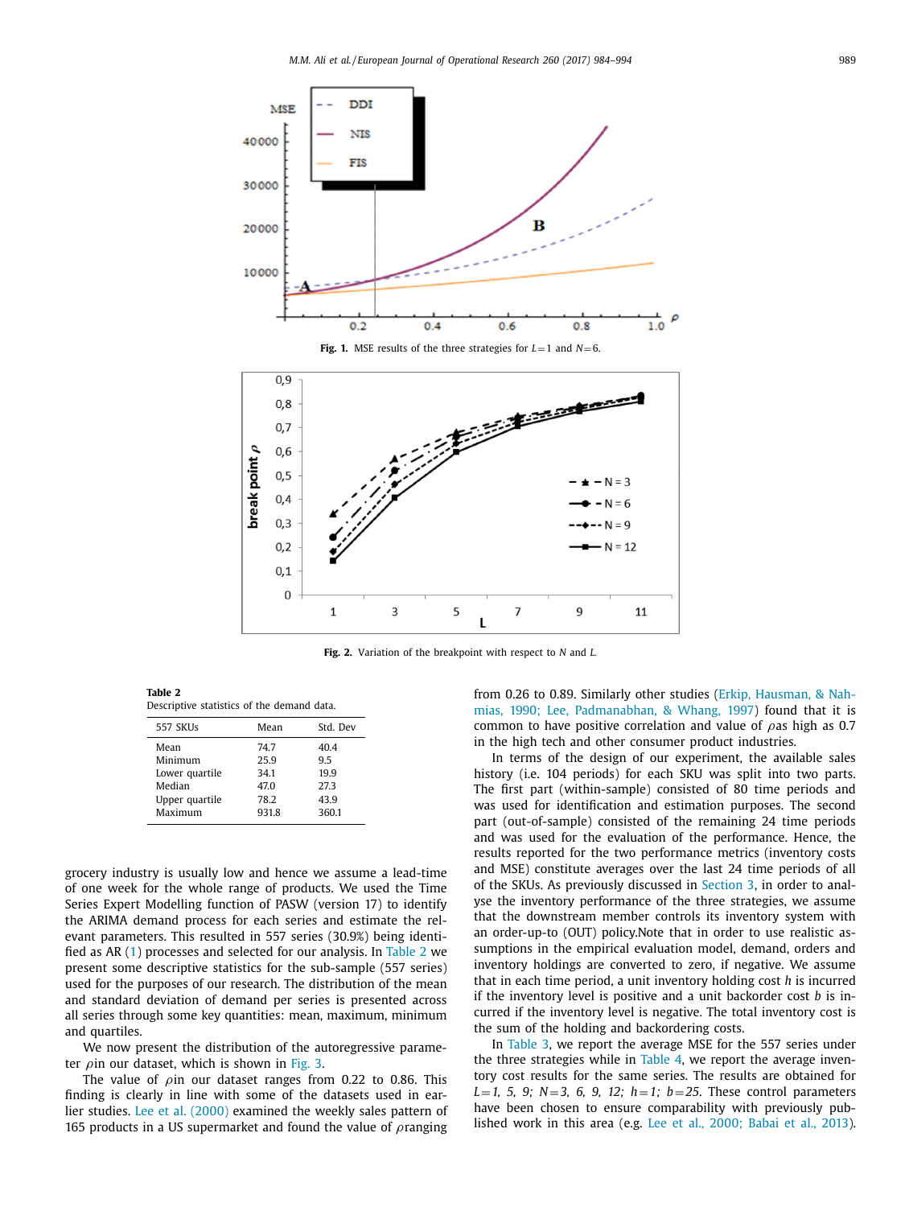**Fig. 1.** MSE results of the three strategies for $L=1$ and $N=6$.

**Fig. 2.** Variation of the breakpoint with respect to $N$ and $L$.

**Table 2**
Descriptive statistics of the demand data.

| 557 SKUs | Mean | Std. Dev |
|---|---|---|
| Mean | 74.7 | 40.4 |
| Minimum | 25.9 | 9.5 |
| Lower quartile | 34.1 | 19.9 |
| Median | 47.0 | 27.3 |
| Upper quartile | 78.2 | 43.9 |
| Maximum | 931.8 | 360.1 |

grocery industry is usually low and hence we assume a lead-time of one week for the whole range of products. We used the Time Series Expert Modelling function of PASW (version 17) to identify the ARIMA demand process for each series and estimate the relevant parameters. This resulted in 557 series (30.9%) being identified as AR (1) processes and selected for our analysis. In Table 2 we present some descriptive statistics for the sub-sample (557 series) used for the purposes of our research. The distribution of the mean and standard deviation of demand per series is presented across all series through some key quantities: mean, maximum, minimum and quartiles.

We now present the distribution of the autoregressive parameter $\rho$in our dataset, which is shown in Fig. 3.

The value of $\rho$in our dataset ranges from 0.22 to 0.86. This finding is clearly in line with some of the datasets used in earlier studies. Lee et al. (2000) examined the weekly sales pattern of 165 products in a US supermarket and found the value of $\rho$ranging from 0.26 to 0.89. Similarly other studies (Erkip, Hausman, & Nahmias, 1990; Lee, Padmanabhan, & Whang, 1997) found that it is common to have positive correlation and value of $\rho$as high as 0.7 in the high tech and other consumer product industries.

In terms of the design of our experiment, the available sales history (i.e. 104 periods) for each SKU was split into two parts. The first part (within-sample) consisted of 80 time periods and was used for identification and estimation purposes. The second part (out-of-sample) consisted of the remaining 24 time periods and was used for the evaluation of the performance. Hence, the results reported for the two performance metrics (inventory costs and MSE) constitute averages over the last 24 time periods of all of the SKUs. As previously discussed in Section 3, in order to analyse the inventory performance of the three strategies, we assume that the downstream member controls its inventory system with an order-up-to (OUT) policy.Note that in order to use realistic assumptions in the empirical evaluation model, demand, orders and inventory holdings are converted to zero, if negative. We assume that in each time period, a unit inventory holding cost $h$ is incurred if the inventory level is positive and a unit backorder cost $b$ is incurred if the inventory level is negative. The total inventory cost is the sum of the holding and backordering costs.

In Table 3, we report the average MSE for the 557 series under the three strategies while in Table 4, we report the average inventory cost results for the same series. The results are obtained for $L=1,\ 5,\ 9;\ N=3,\ 6,\ 9,\ 12;\ h=1;\ b=25$. These control parameters have been chosen to ensure comparability with previously published work in this area (e.g. Lee et al., 2000; Babai et al., 2013).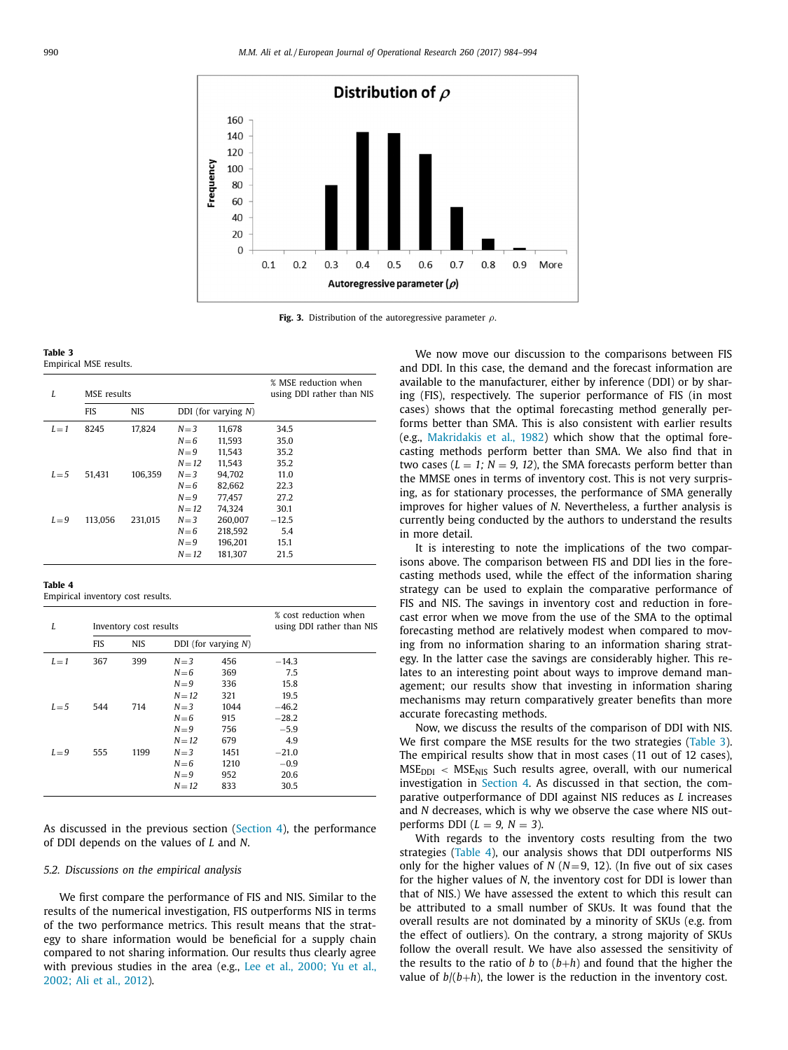**Fig. 3.** Distribution of the autoregressive parameter $\rho$.

**Table 3**
Empirical MSE results.

| $L$ | MSE results | | | | % MSE reduction when using DDI rather than NIS |
|---|---|---|---|---|---|
| | FIS | NIS | DDI (for varying $N$) | | |
| $L=1$ | 8245 | 17,824 | $N=3$ | 11,678 | 34.5 |
| | | | $N=6$ | 11,593 | 35.0 |
| | | | $N=9$ | 11,543 | 35.2 |
| | | | $N=12$ | 11,543 | 35.2 |
| $L=5$ | 51,431 | 106,359 | $N=3$ | 94,702 | 11.0 |
| | | | $N=6$ | 82,662 | 22.3 |
| | | | $N=9$ | 77,457 | 27.2 |
| | | | $N=12$ | 74,324 | 30.1 |
| $L=9$ | 113,056 | 231,015 | $N=3$ | 260,007 | −12.5 |
| | | | $N=6$ | 218,592 | 5.4 |
| | | | $N=9$ | 196,201 | 15.1 |
| | | | $N=12$ | 181,307 | 21.5 |

**Table 4**
Empirical inventory cost results.

| $L$ | Inventory cost results | | | | % cost reduction when using DDI rather than NIS |
|---|---|---|---|---|---|
| | FIS | NIS | DDI (for varying $N$) | | |
| $L=1$ | 367 | 399 | $N=3$ | 456 | −14.3 |
| | | | $N=6$ | 369 | 7.5 |
| | | | $N=9$ | 336 | 15.8 |
| | | | $N=12$ | 321 | 19.5 |
| $L=5$ | 544 | 714 | $N=3$ | 1044 | −46.2 |
| | | | $N=6$ | 915 | −28.2 |
| | | | $N=9$ | 756 | −5.9 |
| | | | $N=12$ | 679 | 4.9 |
| $L=9$ | 555 | 1199 | $N=3$ | 1451 | −21.0 |
| | | | $N=6$ | 1210 | −0.9 |
| | | | $N=9$ | 952 | 20.6 |
| | | | $N=12$ | 833 | 30.5 |

As discussed in the previous section (Section 4), the performance of DDI depends on the values of $L$ and $N$.

### 5.2. Discussions on the empirical analysis

We first compare the performance of FIS and NIS. Similar to the results of the numerical investigation, FIS outperforms NIS in terms of the two performance metrics. This result means that the strategy to share information would be beneficial for a supply chain compared to not sharing information. Our results thus clearly agree with previous studies in the area (e.g., Lee et al., 2000; Yu et al., 2002; Ali et al., 2012).

We now move our discussion to the comparisons between FIS and DDI. In this case, the demand and the forecast information are available to the manufacturer, either by inference (DDI) or by sharing (FIS), respectively. The superior performance of FIS (in most cases) shows that the optimal forecasting method generally performs better than SMA. This is also consistent with earlier results (e.g., Makridakis et al., 1982) which show that the optimal forecasting methods perform better than SMA. We also find that in two cases ($L = 1$; $N = 9, 12$), the SMA forecasts perform better than the MMSE ones in terms of inventory cost. This is not very surprising, as for stationary processes, the performance of SMA generally improves for higher values of $N$. Nevertheless, a further analysis is currently being conducted by the authors to understand the results in more detail.

It is interesting to note the implications of the two comparisons above. The comparison between FIS and DDI lies in the forecasting methods used, while the effect of the information sharing strategy can be used to explain the comparative performance of FIS and NIS. The savings in inventory cost and reduction in forecast error when we move from the use of the SMA to the optimal forecasting method are relatively modest when compared to moving from no information sharing to an information sharing strategy. In the latter case the savings are considerably higher. This relates to an interesting point about ways to improve demand management; our results show that investing in information sharing mechanisms may return comparatively greater benefits than more accurate forecasting methods.

Now, we discuss the results of the comparison of DDI with NIS. We first compare the MSE results for the two strategies (Table 3). The empirical results show that in most cases (11 out of 12 cases), $MSE_{DDI} < MSE_{NIS}$ Such results agree, overall, with our numerical investigation in Section 4. As discussed in that section, the comparative outperformance of DDI against NIS reduces as $L$ increases and $N$ decreases, which is why we observe the case where NIS outperforms DDI ($L = 9$, $N = 3$).

With regards to the inventory costs resulting from the two strategies (Table 4), our analysis shows that DDI outperforms NIS only for the higher values of $N$ ($N$=9, 12). (In five out of six cases for the higher values of $N$, the inventory cost for DDI is lower than that of NIS.) We have assessed the extent to which this result can be attributed to a small number of SKUs. It was found that the overall results are not dominated by a minority of SKUs (e.g. from the effect of outliers). On the contrary, a strong majority of SKUs follow the overall result. We have also assessed the sensitivity of the results to the ratio of $b$ to ($b$+$h$) and found that the higher the value of $b$/($b$+$h$), the lower is the reduction in the inventory cost.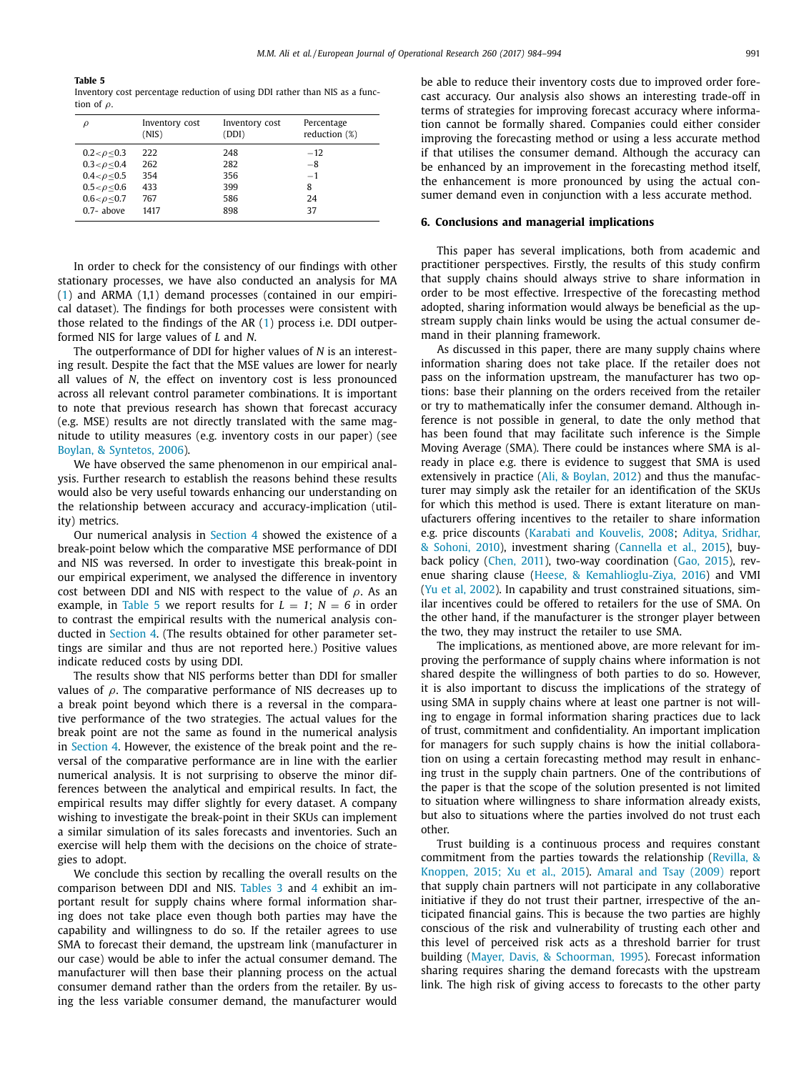**Table 5**
Inventory cost percentage reduction of using DDI rather than NIS as a function of $\rho$.

| $\rho$ | Inventory cost (NIS) | Inventory cost (DDI) | Percentage reduction (%) |
|---|---|---|---|
| $0.2 < \rho \leq 0.3$ | 222 | 248 | −12 |
| $0.3 < \rho \leq 0.4$ | 262 | 282 | −8 |
| $0.4 < \rho \leq 0.5$ | 354 | 356 | −1 |
| $0.5 < \rho \leq 0.6$ | 433 | 399 | 8 |
| $0.6 < \rho \leq 0.7$ | 767 | 586 | 24 |
| 0.7- above | 1417 | 898 | 37 |

In order to check for the consistency of our findings with other stationary processes, we have also conducted an analysis for MA (1) and ARMA (1,1) demand processes (contained in our empirical dataset). The findings for both processes were consistent with those related to the findings of the AR (1) process i.e. DDI outperformed NIS for large values of $L$ and $N$.

The outperformance of DDI for higher values of $N$ is an interesting result. Despite the fact that the MSE values are lower for nearly all values of $N$, the effect on inventory cost is less pronounced across all relevant control parameter combinations. It is important to note that previous research has shown that forecast accuracy (e.g. MSE) results are not directly translated with the same magnitude to utility measures (e.g. inventory costs in our paper) (see Boylan, & Syntetos, 2006).

We have observed the same phenomenon in our empirical analysis. Further research to establish the reasons behind these results would also be very useful towards enhancing our understanding on the relationship between accuracy and accuracy-implication (utility) metrics.

Our numerical analysis in Section 4 showed the existence of a break-point below which the comparative MSE performance of DDI and NIS was reversed. In order to investigate this break-point in our empirical experiment, we analysed the difference in inventory cost between DDI and NIS with respect to the value of $\rho$. As an example, in Table 5 we report results for $L = 1$; $N = 6$ in order to contrast the empirical results with the numerical analysis conducted in Section 4. (The results obtained for other parameter settings are similar and thus are not reported here.) Positive values indicate reduced costs by using DDI.

The results show that NIS performs better than DDI for smaller values of $\rho$. The comparative performance of NIS decreases up to a break point beyond which there is a reversal in the comparative performance of the two strategies. The actual values for the break point are not the same as found in the numerical analysis in Section 4. However, the existence of the break point and the reversal of the comparative performance are in line with the earlier numerical analysis. It is not surprising to observe the minor differences between the analytical and empirical results. In fact, the empirical results may differ slightly for every dataset. A company wishing to investigate the break-point in their SKUs can implement a similar simulation of its sales forecasts and inventories. Such an exercise will help them with the decisions on the choice of strategies to adopt.

We conclude this section by recalling the overall results on the comparison between DDI and NIS. Tables 3 and 4 exhibit an important result for supply chains where formal information sharing does not take place even though both parties may have the capability and willingness to do so. If the retailer agrees to use SMA to forecast their demand, the upstream link (manufacturer in our case) would be able to infer the actual consumer demand. The manufacturer will then base their planning process on the actual consumer demand rather than the orders from the retailer. By using the less variable consumer demand, the manufacturer would be able to reduce their inventory costs due to improved order forecast accuracy. Our analysis also shows an interesting trade-off in terms of strategies for improving forecast accuracy where information cannot be formally shared. Companies could either consider improving the forecasting method or using a less accurate method if that utilises the consumer demand. Although the accuracy can be enhanced by an improvement in the forecasting method itself, the enhancement is more pronounced by using the actual consumer demand even in conjunction with a less accurate method.

## 6. Conclusions and managerial implications

This paper has several implications, both from academic and practitioner perspectives. Firstly, the results of this study confirm that supply chains should always strive to share information in order to be most effective. Irrespective of the forecasting method adopted, sharing information would always be beneficial as the upstream supply chain links would be using the actual consumer demand in their planning framework.

As discussed in this paper, there are many supply chains where information sharing does not take place. If the retailer does not pass on the information upstream, the manufacturer has two options: base their planning on the orders received from the retailer or try to mathematically infer the consumer demand. Although inference is not possible in general, to date the only method that has been found that may facilitate such inference is the Simple Moving Average (SMA). There could be instances where SMA is already in place e.g. there is evidence to suggest that SMA is used extensively in practice (Ali, & Boylan, 2012) and thus the manufacturer may simply ask the retailer for an identification of the SKUs for which this method is used. There is extant literature on manufacturers offering incentives to the retailer to share information e.g. price discounts (Karabati and Kouvelis, 2008; Aditya, Sridhar, & Sohoni, 2010), investment sharing (Cannella et al., 2015), buy-back policy (Chen, 2011), two-way coordination (Gao, 2015), revenue sharing clause (Heese, & Kemahlioglu-Ziya, 2016) and VMI (Yu et al, 2002). In capability and trust constrained situations, similar incentives could be offered to retailers for the use of SMA. On the other hand, if the manufacturer is the stronger player between the two, they may instruct the retailer to use SMA.

The implications, as mentioned above, are more relevant for improving the performance of supply chains where information is not shared despite the willingness of both parties to do so. However, it is also important to discuss the implications of the strategy of using SMA in supply chains where at least one partner is not willing to engage in formal information sharing practices due to lack of trust, commitment and confidentiality. An important implication for managers for such supply chains is how the initial collaboration on using a certain forecasting method may result in enhancing trust in the supply chain partners. One of the contributions of the paper is that the scope of the solution presented is not limited to situation where willingness to share information already exists, but also to situations where the parties involved do not trust each other.

Trust building is a continuous process and requires constant commitment from the parties towards the relationship (Revilla, & Knoppen, 2015; Xu et al., 2015). Amaral and Tsay (2009) report that supply chain partners will not participate in any collaborative initiative if they do not trust their partner, irrespective of the anticipated financial gains. This is because the two parties are highly conscious of the risk and vulnerability of trusting each other and this level of perceived risk acts as a threshold barrier for trust building (Mayer, Davis, & Schoorman, 1995). Forecast information sharing requires sharing the demand forecasts with the upstream link. The high risk of giving access to forecasts to the other party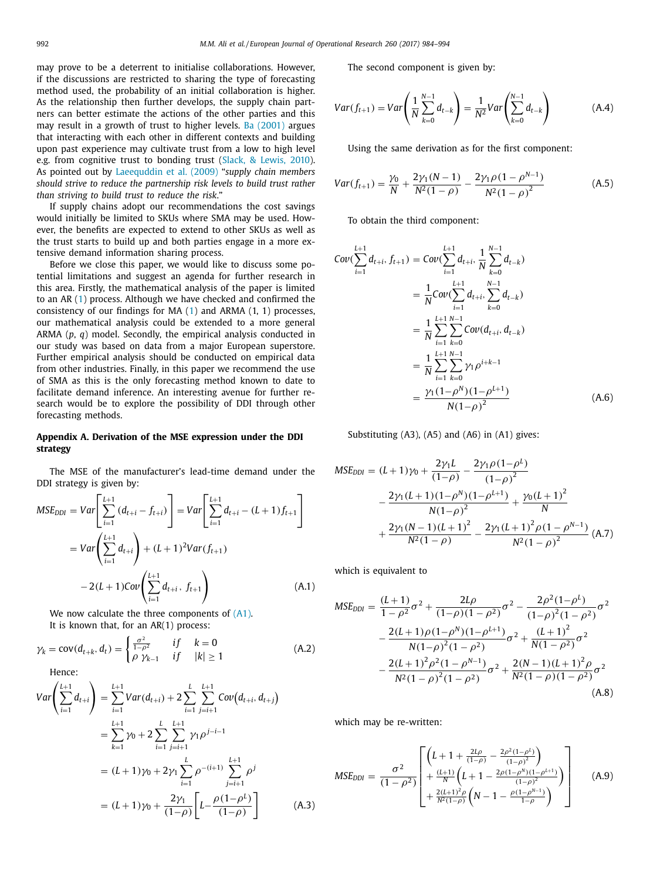may prove to be a deterrent to initialise collaborations. However, if the discussions are restricted to sharing the type of forecasting method used, the probability of an initial collaboration is higher. As the relationship then further develops, the supply chain partners can better estimate the actions of the other parties and this may result in a growth of trust to higher levels. Ba (2001) argues that interacting with each other in different contexts and building upon past experience may cultivate trust from a low to high level e.g. from cognitive trust to bonding trust (Slack, & Lewis, 2010). As pointed out by Laeequddin et al. (2009) "*supply chain members should strive to reduce the partnership risk levels to build trust rather than striving to build trust to reduce the risk*."

If supply chains adopt our recommendations the cost savings would initially be limited to SKUs where SMA may be used. However, the benefits are expected to extend to other SKUs as well as the trust starts to build up and both parties engage in a more extensive demand information sharing process.

Before we close this paper, we would like to discuss some potential limitations and suggest an agenda for further research in this area. Firstly, the mathematical analysis of the paper is limited to an AR (1) process. Although we have checked and confirmed the consistency of our findings for MA (1) and ARMA (1, 1) processes, our mathematical analysis could be extended to a more general ARMA (*p*, *q*) model. Secondly, the empirical analysis conducted in our study was based on data from a major European superstore. Further empirical analysis should be conducted on empirical data from other industries. Finally, in this paper we recommend the use of SMA as this is the only forecasting method known to date to facilitate demand inference. An interesting avenue for further research would be to explore the possibility of DDI through other forecasting methods.

## Appendix A. Derivation of the MSE expression under the DDI strategy

The MSE of the manufacturer's lead-time demand under the DDI strategy is given by:

$$MSE_{DDI} = Var\left[\sum_{i=1}^{L+1}(d_{t+i} - f_{t+i})\right] = Var\left[\sum_{i=1}^{L+1} d_{t+i} - (L+1)f_{t+1}\right]$$
$$= Var\left(\sum_{i=1}^{L+1} d_{t+i}\right) + (L+1)^2 Var(f_{t+1})$$
$$-2(L+1)Cov\left(\sum_{i=1}^{L+1} d_{t+i},\ f_{t+1}\right) \tag{A.1}$$

We now calculate the three components of (A1).

It is known that, for an AR(1) process:

$$\gamma_k = \mathrm{cov}(d_{t+k}, d_t) = \begin{cases} \frac{\sigma^2}{1-\rho^2} & if \quad k = 0 \\ \rho\ \gamma_{k-1} & if \quad |k| \geq 1 \end{cases} \tag{A.2}$$

Hence:

$$Var\left(\sum_{i=1}^{L+1} d_{t+i}\right) = \sum_{i=1}^{L+1} Var(d_{t+i}) + 2\sum_{i=1}^{L}\sum_{j=i+1}^{L+1} Cov\left(d_{t+i}, d_{t+j}\right)$$
$$= \sum_{k=1}^{L+1}\gamma_0 + 2\sum_{i=1}^{L}\sum_{j=i+1}^{L+1}\gamma_1\rho^{j-i-1}$$
$$= (L+1)\gamma_0 + 2\gamma_1\sum_{i=1}^{L}\rho^{-(i+1)}\sum_{j=i+1}^{L+1}\rho^j$$
$$= (L+1)\gamma_0 + \frac{2\gamma_1}{(1-\rho)}\left[L - \frac{\rho(1-\rho^L)}{(1-\rho)}\right] \tag{A.3}$$

The second component is given by:

$$Var(f_{t+1}) = Var\left(\frac{1}{N}\sum_{k=0}^{N-1} d_{t-k}\right) = \frac{1}{N^2}Var\left(\sum_{k=0}^{N-1} d_{t-k}\right) \tag{A.4}$$

Using the same derivation as for the first component:

$$Var(f_{t+1}) = \frac{\gamma_0}{N} + \frac{2\gamma_1(N-1)}{N^2(1-\rho)} - \frac{2\gamma_1\rho(1-\rho^{N-1})}{N^2(1-\rho)^2} \tag{A.5}$$

To obtain the third component:

$$Cov\left(\sum_{i=1}^{L+1} d_{t+i}, f_{t+1}\right) = Cov\left(\sum_{i=1}^{L+1} d_{t+i}, \frac{1}{N}\sum_{k=0}^{N-1} d_{t-k}\right)$$
$$= \frac{1}{N}Cov\left(\sum_{i=1}^{L+1} d_{t+i}, \sum_{k=0}^{N-1} d_{t-k}\right)$$
$$= \frac{1}{N}\sum_{i=1}^{L+1}\sum_{k=0}^{N-1} Cov(d_{t+i}, d_{t-k})$$
$$= \frac{1}{N}\sum_{i=1}^{L+1}\sum_{k=0}^{N-1}\gamma_1\rho^{i+k-1}$$
$$= \frac{\gamma_1(1-\rho^N)(1-\rho^{L+1})}{N(1-\rho)^2} \tag{A.6}$$

Substituting (A3), (A5) and (A6) in (A1) gives:

$$MSE_{DDI} = (L+1)\gamma_0 + \frac{2\gamma_1 L}{(1-\rho)} - \frac{2\gamma_1\rho(1-\rho^L)}{(1-\rho)^2}$$
$$- \frac{2\gamma_1(L+1)(1-\rho^N)(1-\rho^{L+1})}{N(1-\rho)^2} + \frac{\gamma_0(L+1)^2}{N}$$
$$+ \frac{2\gamma_1(N-1)(L+1)^2}{N^2(1-\rho)} - \frac{2\gamma_1(L+1)^2\rho(1-\rho^{N-1})}{N^2(1-\rho)^2} \tag{A.7}$$

which is equivalent to

$$MSE_{DDI} = \frac{(L+1)}{1-\rho^2}\sigma^2 + \frac{2L\rho}{(1-\rho)(1-\rho^2)}\sigma^2 - \frac{2\rho^2(1-\rho^L)}{(1-\rho)^2(1-\rho^2)}\sigma^2$$
$$- \frac{2(L+1)\rho(1-\rho^N)(1-\rho^{L+1})}{N(1-\rho)^2(1-\rho^2)}\sigma^2 + \frac{(L+1)^2}{N(1-\rho^2)}\sigma^2$$
$$- \frac{2(L+1)^2\rho^2(1-\rho^{N-1})}{N^2(1-\rho)^2(1-\rho^2)}\sigma^2 + \frac{2(N-1)(L+1)^2\rho}{N^2(1-\rho)(1-\rho^2)}\sigma^2 \tag{A.8}$$

which may be re-written:

$$MSE_{DDI} = \frac{\sigma^2}{(1-\rho^2)}\left[\begin{array}{l}\left(L+1+\frac{2L\rho}{(1-\rho)} - \frac{2\rho^2(1-\rho^L)}{(1-\rho)^2}\right)\\ + \frac{(L+1)}{N}\left(L+1-\frac{2\rho(1-\rho^N)(1-\rho^{L+1})}{(1-\rho)^2}\right)\\ + \frac{2(L+1)^2\rho}{N^2(1-\rho)}\left(N-1-\frac{\rho(1-\rho^{N-1})}{1-\rho}\right)\end{array}\right] \tag{A.9}$$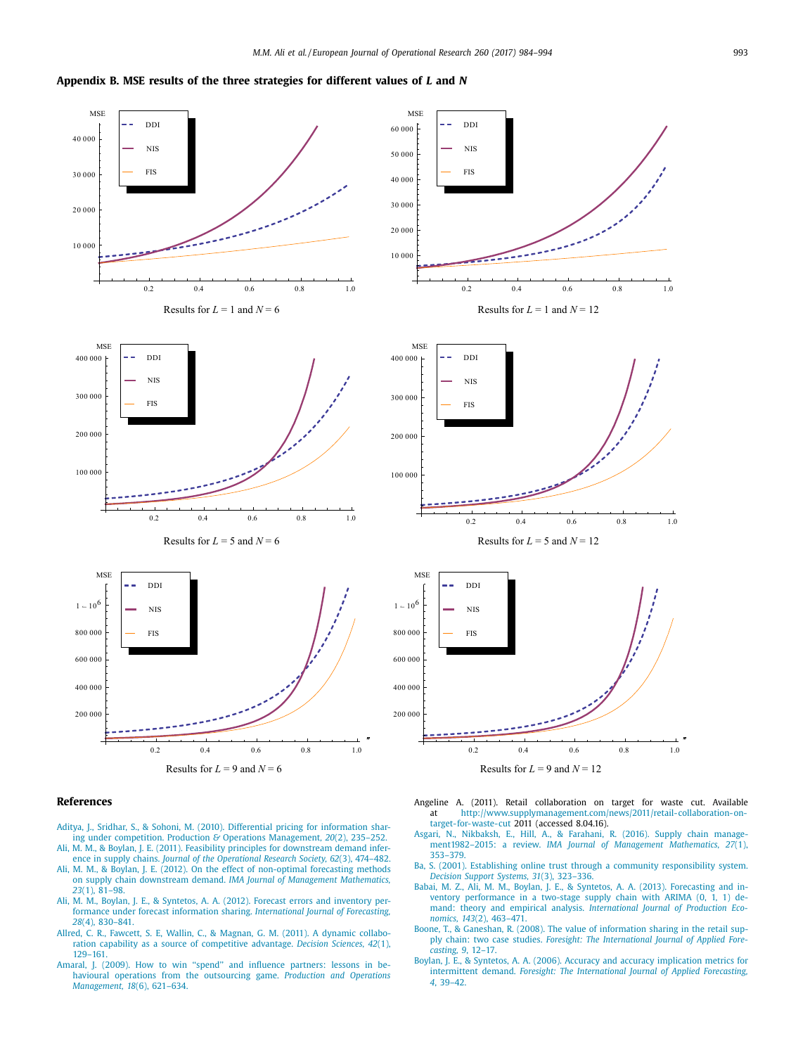## Appendix B. MSE results of the three strategies for different values of $L$ and $N$

Results for $L = 1$ and $N = 6$

Results for $L = 1$ and $N = 12$

Results for $L = 5$ and $N = 6$

Results for $L = 5$ and $N = 12$

Results for $L = 9$ and $N = 6$

Results for $L = 9$ and $N = 12$

## References

Aditya, J., Sridhar, S., & Sohoni, M. (2010). Differential pricing for information sharing under competition. Production & Operations Management, *20*(2), 235–252.

Ali, M. M., & Boylan, J. E. (2011). Feasibility principles for downstream demand inference in supply chains. *Journal of the Operational Research Society, 62*(3), 474–482.

Ali, M. M., & Boylan, J. E. (2012). On the effect of non-optimal forecasting methods on supply chain downstream demand. *IMA Journal of Management Mathematics, 23*(1), 81–98.

Ali, M. M., Boylan, J. E., & Syntetos, A. A. (2012). Forecast errors and inventory performance under forecast information sharing. *International Journal of Forecasting, 28*(4), 830–841.

Allred, C. R., Fawcett, S. E, Wallin, C., & Magnan, G. M. (2011). A dynamic collaboration capability as a source of competitive advantage. *Decision Sciences, 42*(1), 129–161.

Amaral, J. (2009). How to win "spend" and influence partners: lessons in behavioural operations from the outsourcing game. *Production and Operations Management, 18*(6), 621–634.

Angeline A. (2011). Retail collaboration on target for waste cut. Available at http://www.supplymanagement.com/news/2011/retail-collaboration-on-target-for-waste-cut 2011 (accessed 8.04.16).

Asgari, N., Nikbaksh, E., Hill, A., & Farahani, R. (2016). Supply chain management1982–2015: a review. *IMA Journal of Management Mathematics, 27*(1), 353–379.

Ba, S. (2001). Establishing online trust through a community responsibility system. *Decision Support Systems, 31*(3), 323–336.

Babai, M. Z., Ali, M. M., Boylan, J. E., & Syntetos, A. A. (2013). Forecasting and inventory performance in a two-stage supply chain with ARIMA (0, 1, 1) demand: theory and empirical analysis. *International Journal of Production Economics, 143*(2), 463–471.

Boone, T., & Ganeshan, R. (2008). The value of information sharing in the retail supply chain: two case studies. *Foresight: The International Journal of Applied Forecasting, 9*, 12–17.

Boylan, J. E., & Syntetos, A. A. (2006). Accuracy and accuracy implication metrics for intermittent demand. *Foresight: The International Journal of Applied Forecasting, 4*, 39–42.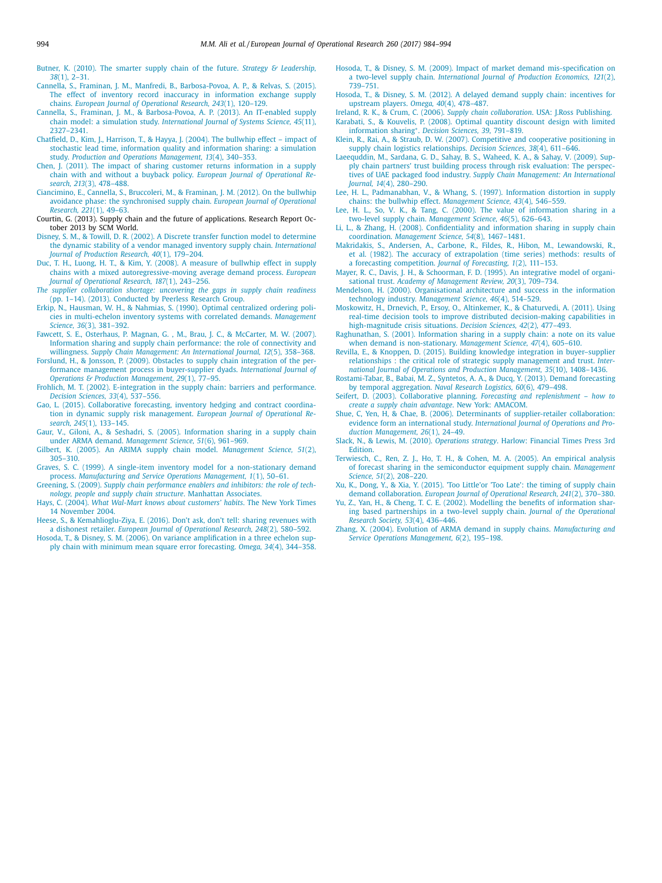Butner, K. (2010). The smarter supply chain of the future. *Strategy & Leadership, 38*(1), 2–31.

Cannella, S., Framinan, J. M., Manfredi, B., Barbosa-Povoa, A. P., & Relvas, S. (2015). The effect of inventory record inaccuracy in information exchange supply chains. *European Journal of Operational Research, 243*(1), 120–129.

Cannella, S., Framinan, J. M., & Barbosa-Povoa, A. P. (2013). An IT-enabled supply chain model: a simulation study. *International Journal of Systems Science, 45*(11), 2327–2341.

Chatfield, D., Kim, J., Harrison, T., & Hayya, J. (2004). The bullwhip effect – impact of stochastic lead time, information quality and information sharing: a simulation study. *Production and Operations Management, 13*(4), 340–353.

Chen, J. (2011). The impact of sharing customer returns information in a supply chain with and without a buyback policy. *European Journal of Operational Research, 213*(3), 478–488.

Ciancimino, E., Cannella, S., Bruccoleri, M., & Framinan, J. M. (2012). On the bullwhip avoidance phase: the synchronised supply chain. *European Journal of Operational Research, 221*(1), 49–63.

Courtin, G. (2013). Supply chain and the future of applications. Research Report October 2013 by SCM World.

Disney, S. M., & Towill, D. R. (2002). A Discrete transfer function model to determine the dynamic stability of a vendor managed inventory supply chain. *International Journal of Production Research, 40*(1), 179–204.

Duc, T. H., Luong, H. T., & Kim, Y. (2008). A measure of bullwhip effect in supply chains with a mixed autoregressive-moving average demand process. *European Journal of Operational Research, 187*(1), 243–256.

*The supplier collaboration shortage: uncovering the gaps in supply chain readiness* (pp. 1–14). (2013). Conducted by Peerless Research Group.

Erkip, N., Hausman, W. H., & Nahmias, S. (1990). Optimal centralized ordering policies in multi-echelon inventory systems with correlated demands. *Management Science, 36*(3), 381–392.

Fawcett, S. E., Osterhaus, P. Magnan, G. , M., Brau, J. C., & McCarter, M. W. (2007). Information sharing and supply chain performance: the role of connectivity and willingness. *Supply Chain Management: An International Journal, 12*(5), 358–368.

Forslund, H., & Jonsson, P. (2009). Obstacles to supply chain integration of the performance management process in buyer-supplier dyads. *International Journal of Operations & Production Management, 29*(1), 77–95.

Frohlich, M. T. (2002). E-integration in the supply chain: barriers and performance. *Decision Sciences, 33*(4), 537–556.

Gao, L. (2015). Collaborative forecasting, inventory hedging and contract coordination in dynamic supply risk management. *European Journal of Operational Research, 245*(1), 133–145.

Gaur, V., Giloni, A., & Seshadri, S. (2005). Information sharing in a supply chain under ARMA demand. *Management Science, 51*(6), 961–969.

Gilbert, K. (2005). An ARIMA supply chain model. *Management Science, 51*(2), 305–310.

Graves, S. C. (1999). A single-item inventory model for a non-stationary demand process. *Manufacturing and Service Operations Management, 1*(1), 50–61.

Greening, S. (2009). *Supply chain performance enablers and inhibitors: the role of technology, people and supply chain structure*. Manhattan Associates.

Hays, C. (2004). *What Wal-Mart knows about customers' habits*. The New York Times 14 November 2004.

Heese, S., & Kemahlioglu-Ziya, E. (2016). Don't ask, don't tell: sharing revenues with a dishonest retailer. *European Journal of Operational Research, 248*(2), 580–592.

Hosoda, T., & Disney, S. M. (2006). On variance amplification in a three echelon supply chain with minimum mean square error forecasting. *Omega, 34*(4), 344–358.

Hosoda, T., & Disney, S. M. (2009). Impact of market demand mis-specification on a two-level supply chain. *International Journal of Production Economics, 121*(2), 739–751.

Hosoda, T., & Disney, S. M. (2012). A delayed demand supply chain: incentives for upstream players. *Omega, 40*(4), 478–487.

Ireland, R. K., & Crum, C. (2006). *Supply chain collaboration*. USA: J.Ross Publishing.

Karabati, S., & Kouvelis, P. (2008). Optimal quantity discount design with limited information sharing*. *Decision Sciences, 39*, 791–819.

Klein, R., Rai, A., & Straub, D. W. (2007). Competitive and cooperative positioning in supply chain logistics relationships. *Decision Sciences, 38*(4), 611–646.

Laeequddin, M., Sardana, G. D., Sahay, B. S., Waheed, K. A., & Sahay, V. (2009). Supply chain partners' trust building process through risk evaluation: The perspectives of UAE packaged food industry. *Supply Chain Management: An International Journal, 14*(4), 280–290.

Lee, H. L., Padmanabhan, V., & Whang, S. (1997). Information distortion in supply chains: the bullwhip effect. *Management Science, 43*(4), 546–559.

Lee, H. L., So, V. K., & Tang, C. (2000). The value of information sharing in a two-level supply chain. *Management Science, 46*(5), 626–643.

Li, L., & Zhang, H. (2008). Confidentiality and information sharing in supply chain coordination. *Management Science, 54*(8), 1467–1481.

Makridakis, S., Andersen, A., Carbone, R., Fildes, R., Hibon, M., Lewandowski, R., et al. (1982). The accuracy of extrapolation (time series) methods: results of a forecasting competition. *Journal of Forecasting, 1*(2), 111–153.

Mayer, R. C., Davis, J. H., & Schoorman, F. D. (1995). An integrative model of organisational trust. *Academy of Management Review, 20*(3), 709–734.

Mendelson, H. (2000). Organisational architecture and success in the information technology industry. *Management Science, 46*(4), 514–529.

Moskowitz, H., Drnevich, P., Ersoy, O., Altinkemer, K., & Chaturvedi, A. (2011). Using real-time decision tools to improve distributed decision-making capabilities in high-magnitude crisis situations. *Decision Sciences, 42*(2), 477–493.

Raghunathan, S. (2001). Information sharing in a supply chain: a note on its value when demand is non-stationary. *Management Science, 47*(4), 605–610.

Revilla, E., & Knoppen, D. (2015). Building knowledge integration in buyer–supplier relationships : the critical role of strategic supply management and trust. *International Journal of Operations and Production Management, 35*(10), 1408–1436.

Rostami-Tabar, B., Babai, M. Z., Syntetos, A. A., & Ducq, Y. (2013). Demand forecasting by temporal aggregation. *Naval Research Logistics, 60*(6), 479–498.

Seifert, D. (2003). Collaborative planning. *Forecasting and replenishment – how to create a supply chain advantage*. New York: AMACOM.

Shue, C, Yen, H, & Chae, B. (2006). Determinants of supplier-retailer collaboration: evidence form an international study. *International Journal of Operations and Production Management, 26*(1), 24–49.

Slack, N., & Lewis, M. (2010). *Operations strategy*. Harlow: Financial Times Press 3rd Edition.

Terwiesch, C., Ren, Z. J., Ho, T. H., & Cohen, M. A. (2005). An empirical analysis of forecast sharing in the semiconductor equipment supply chain. *Management Science, 51*(2), 208–220.

Xu, K., Dong, Y., & Xia, Y. (2015). 'Too Little'or 'Too Late': the timing of supply chain demand collaboration. *European Journal of Operational Research, 241*(2), 370–380.

Yu, Z., Yan, H., & Cheng, T. C. E. (2002). Modelling the benefits of information sharing based partnerships in a two-level supply chain. *Journal of the Operational Research Society, 53*(4), 436–446.

Zhang, X. (2004). Evolution of ARMA demand in supply chains. *Manufacturing and Service Operations Management, 6*(2), 195–198.